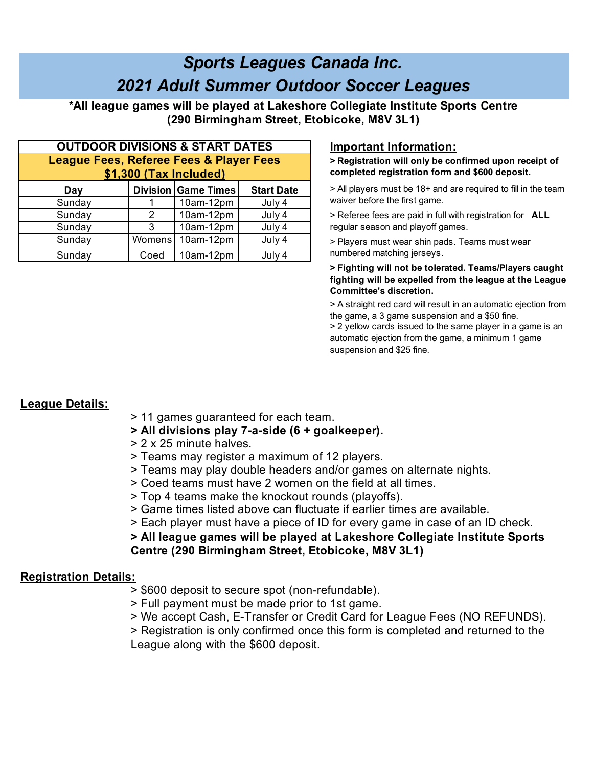# *Sports Leagues Canada Inc.*
# *2021 Adult Summer Outdoor Soccer Leagues*

**\*All league games will be played at Lakeshore Collegiate Institute Sports Centre (290 Birmingham Street, Etobicoke, M8V 3L1)**

| **OUTDOOR DIVISIONS & START DATES** | | | |
|---|---|---|---|
| **League Fees, Referee Fees & Player Fees** **$1,300 (Tax Included)** | | | |
| **Day** | **Division** | **Game Times** | **Start Date** |
| Sunday | 1 | 10am-12pm | July 4 |
| Sunday | 2 | 10am-12pm | July 4 |
| Sunday | 3 | 10am-12pm | July 4 |
| Sunday | Womens | 10am-12pm | July 4 |
| Sunday | Coed | 10am-12pm | July 4 |

## Important Information:

**> Registration will only be confirmed upon receipt of completed registration form and $600 deposit.**

> All players must be 18+ and are required to fill in the team waiver before the first game.

> Referee fees are paid in full with registration for **ALL** regular season and playoff games.

> Players must wear shin pads. Teams must wear numbered matching jerseys.

**> Fighting will not be tolerated. Teams/Players caught fighting will be expelled from the league at the League Committee's discretion.**

> A straight red card will result in an automatic ejection from the game, a 3 game suspension and a $50 fine.

> 2 yellow cards issued to the same player in a game is an automatic ejection from the game, a minimum 1 game suspension and $25 fine.

## League Details:

> 11 games guaranteed for each team.

**> All divisions play 7-a-side (6 + goalkeeper).**

> 2 x 25 minute halves.

> Teams may register a maximum of 12 players.

> Teams may play double headers and/or games on alternate nights.

> Coed teams must have 2 women on the field at all times.

> Top 4 teams make the knockout rounds (playoffs).

> Game times listed above can fluctuate if earlier times are available.

> Each player must have a piece of ID for every game in case of an ID check.

**> All league games will be played at Lakeshore Collegiate Institute Sports Centre (290 Birmingham Street, Etobicoke, M8V 3L1)**

## Registration Details:

> $600 deposit to secure spot (non-refundable).

> Full payment must be made prior to 1st game.

> We accept Cash, E-Transfer or Credit Card for League Fees (NO REFUNDS).

> Registration is only confirmed once this form is completed and returned to the League along with the $600 deposit.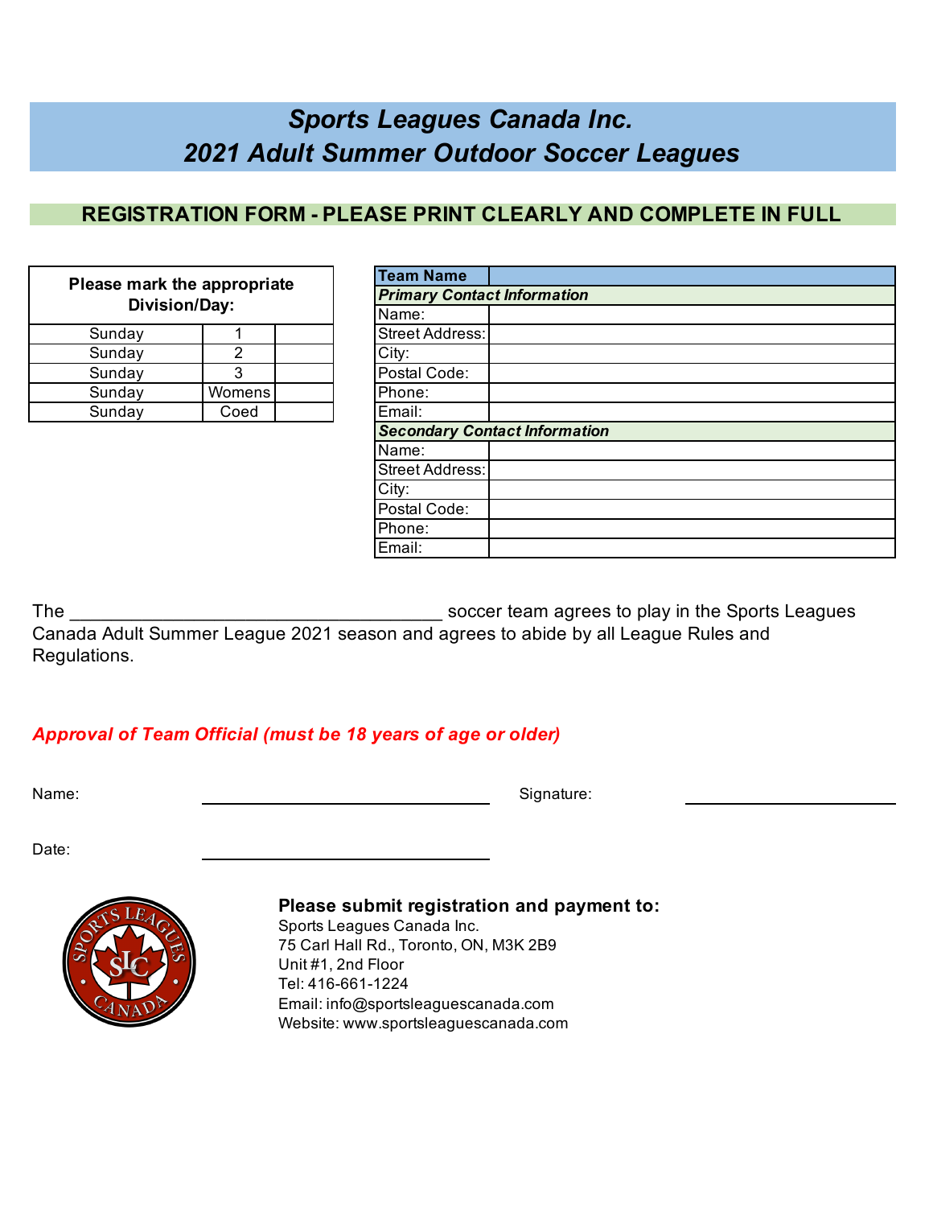# Sports Leagues Canada Inc.
# 2021 Adult Summer Outdoor Soccer Leagues

## REGISTRATION FORM - PLEASE PRINT CLEARLY AND COMPLETE IN FULL

| Please mark the appropriate Division/Day: | | |
|---|---|---|
| Sunday | 1 | |
| Sunday | 2 | |
| Sunday | 3 | |
| Sunday | Womens | |
| Sunday | Coed | |

| Team Name | |
|---|---|
| ***Primary Contact Information*** | |
| Name: | |
| Street Address: | |
| City: | |
| Postal Code: | |
| Phone: | |
| Email: | |
| ***Secondary Contact Information*** | |
| Name: | |
| Street Address: | |
| City: | |
| Postal Code: | |
| Phone: | |
| Email: | |

The ____________________________________ soccer team agrees to play in the Sports Leagues Canada Adult Summer League 2021 season and agrees to abide by all League Rules and Regulations.

*Approval of Team Official (must be 18 years of age or older)*

Name: ____________________________ Signature: ____________________

Date: ____________________________

**Please submit registration and payment to:**
Sports Leagues Canada Inc.
75 Carl Hall Rd., Toronto, ON, M3K 2B9
Unit #1, 2nd Floor
Tel: 416-661-1224
Email: info@sportsleaguescanada.com
Website: www.sportsleaguescanada.com